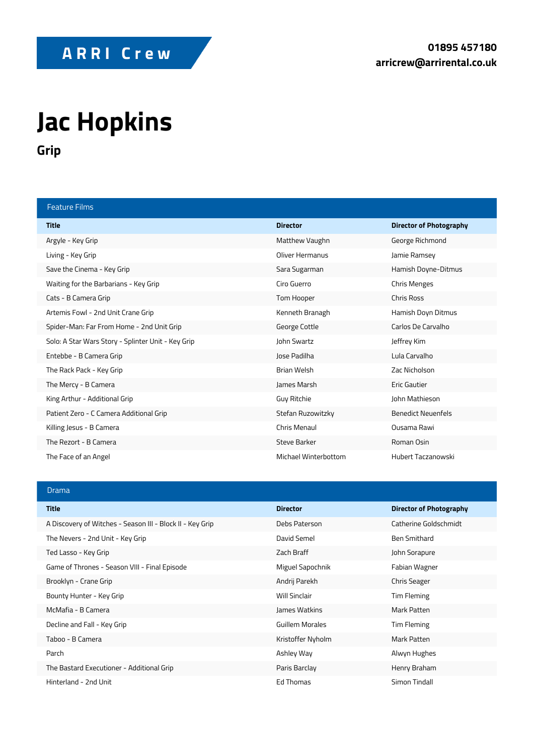**ARRI Crew**

**01895 457180**
**arricrew@arrirental.co.uk**

# Jac Hopkins

## Grip

### Feature Films

| Title | Director | Director of Photography |
|---|---|---|
| Argyle - Key Grip | Matthew Vaughn | George Richmond |
| Living - Key Grip | Oliver Hermanus | Jamie Ramsey |
| Save the Cinema - Key Grip | Sara Sugarman | Hamish Doyne-Ditmus |
| Waiting for the Barbarians - Key Grip | Ciro Guerro | Chris Menges |
| Cats - B Camera Grip | Tom Hooper | Chris Ross |
| Artemis Fowl - 2nd Unit Crane Grip | Kenneth Branagh | Hamish Doyn Ditmus |
| Spider-Man: Far From Home - 2nd Unit Grip | George Cottle | Carlos De Carvalho |
| Solo: A Star Wars Story - Splinter Unit - Key Grip | John Swartz | Jeffrey Kim |
| Entebbe - B Camera Grip | Jose Padilha | Lula Carvalho |
| The Rack Pack - Key Grip | Brian Welsh | Zac Nicholson |
| The Mercy - B Camera | James Marsh | Eric Gautier |
| King Arthur - Additional Grip | Guy Ritchie | John Mathieson |
| Patient Zero - C Camera Additional Grip | Stefan Ruzowitzky | Benedict Neuenfels |
| Killing Jesus - B Camera | Chris Menaul | Ousama Rawi |
| The Rezort - B Camera | Steve Barker | Roman Osin |
| The Face of an Angel | Michael Winterbottom | Hubert Taczanowski |

### Drama

| Title | Director | Director of Photography |
|---|---|---|
| A Discovery of Witches - Season III - Block II - Key Grip | Debs Paterson | Catherine Goldschmidt |
| The Nevers - 2nd Unit - Key Grip | David Semel | Ben Smithard |
| Ted Lasso - Key Grip | Zach Braff | John Sorapure |
| Game of Thrones - Season VIII - Final Episode | Miguel Sapochnik | Fabian Wagner |
| Brooklyn - Crane Grip | Andrij Parekh | Chris Seager |
| Bounty Hunter - Key Grip | Will Sinclair | Tim Fleming |
| McMafia - B Camera | James Watkins | Mark Patten |
| Decline and Fall - Key Grip | Guillem Morales | Tim Fleming |
| Taboo - B Camera | Kristoffer Nyholm | Mark Patten |
| Parch | Ashley Way | Alwyn Hughes |
| The Bastard Executioner - Additional Grip | Paris Barclay | Henry Braham |
| Hinterland - 2nd Unit | Ed Thomas | Simon Tindall |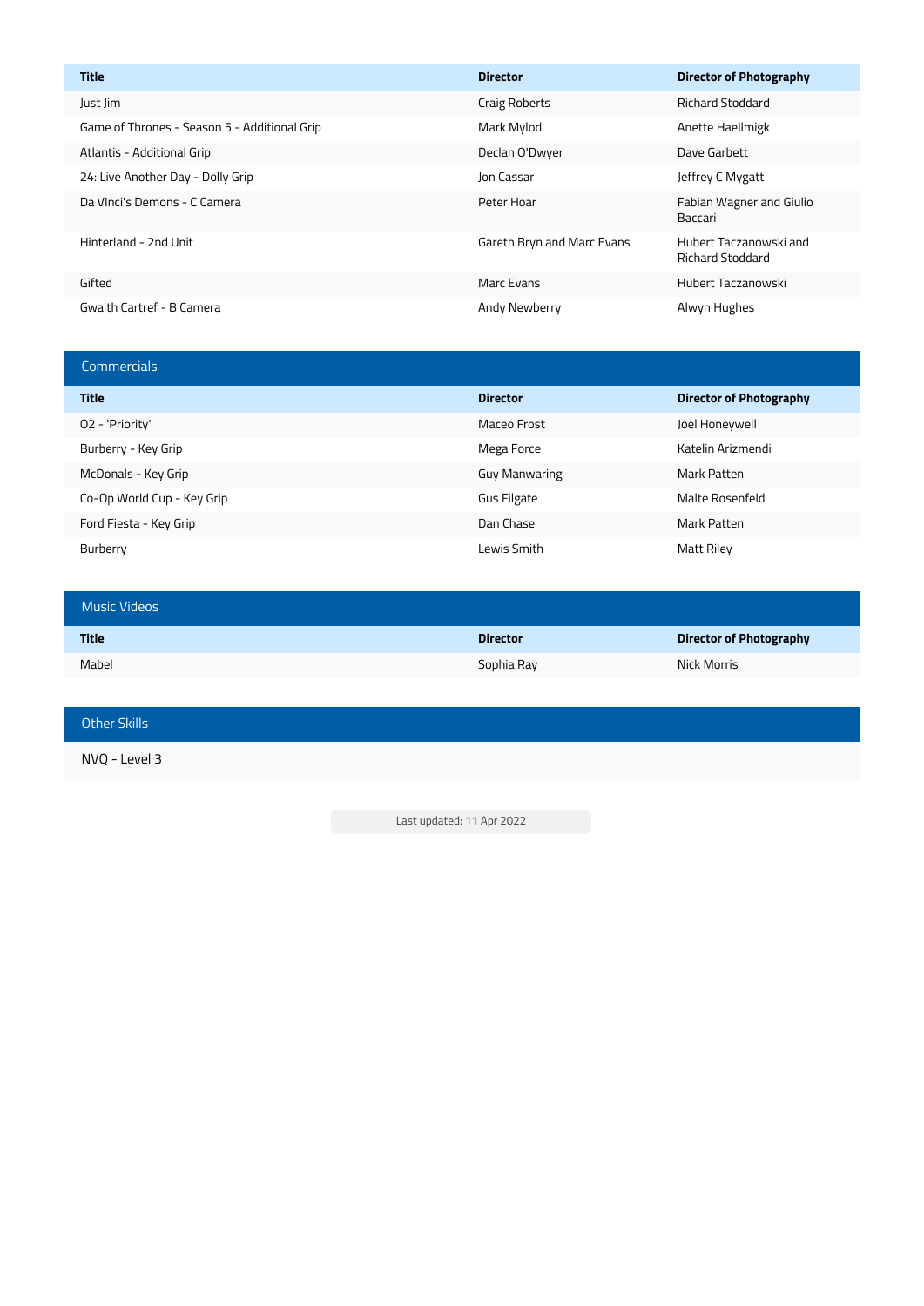| Title | Director | Director of Photography |
|---|---|---|
| Just Jim | Craig Roberts | Richard Stoddard |
| Game of Thrones - Season 5 - Additional Grip | Mark Mylod | Anette Haellmigk |
| Atlantis - Additional Grip | Declan O'Dwyer | Dave Garbett |
| 24: Live Another Day - Dolly Grip | Jon Cassar | Jeffrey C Mygatt |
| Da VInci's Demons - C Camera | Peter Hoar | Fabian Wagner and Giulio Baccari |
| Hinterland - 2nd Unit | Gareth Bryn and Marc Evans | Hubert Taczanowski and Richard Stoddard |
| Gifted | Marc Evans | Hubert Taczanowski |
| Gwaith Cartref - B Camera | Andy Newberry | Alwyn Hughes |

## Commercials

| Title | Director | Director of Photography |
|---|---|---|
| O2 - 'Priority' | Maceo Frost | Joel Honeywell |
| Burberry - Key Grip | Mega Force | Katelin Arizmendi |
| McDonals - Key Grip | Guy Manwaring | Mark Patten |
| Co-Op World Cup - Key Grip | Gus Filgate | Malte Rosenfeld |
| Ford Fiesta - Key Grip | Dan Chase | Mark Patten |
| Burberry | Lewis Smith | Matt Riley |

## Music Videos

| Title | Director | Director of Photography |
|---|---|---|
| Mabel | Sophia Ray | Nick Morris |

## Other Skills

NVQ - Level 3

Last updated: 11 Apr 2022